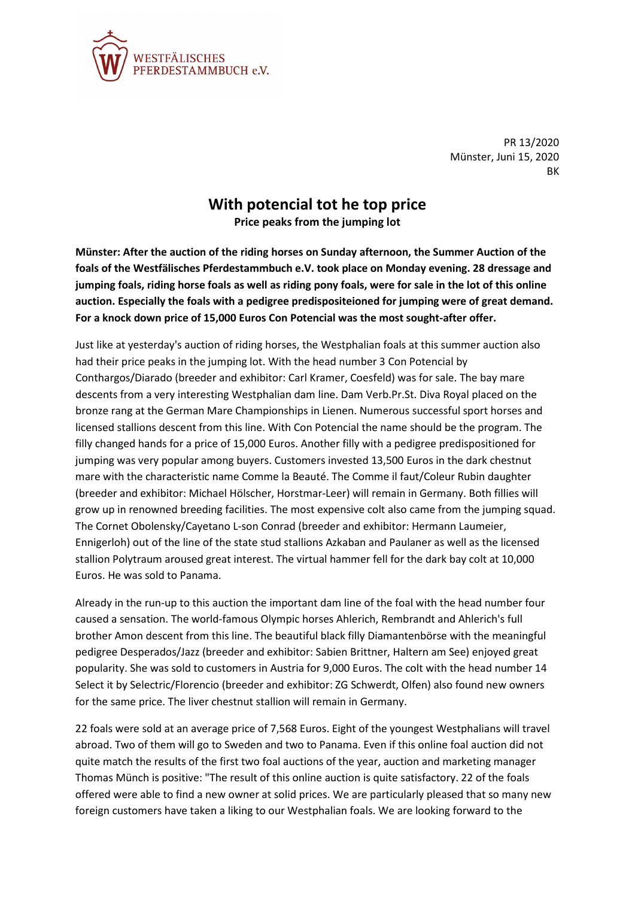WESTFÄLISCHES
PFERDESTAMMBUCH e.V.

PR 13/2020
Münster, Juni 15, 2020
BK

# With potencial tot he top price

**Price peaks from the jumping lot**

**Münster: After the auction of the riding horses on Sunday afternoon, the Summer Auction of the foals of the Westfälisches Pferdestammbuch e.V. took place on Monday evening. 28 dressage and jumping foals, riding horse foals as well as riding pony foals, were for sale in the lot of this online auction. Especially the foals with a pedigree predispositeioned for jumping were of great demand. For a knock down price of 15,000 Euros Con Potencial was the most sought-after offer.**

Just like at yesterday's auction of riding horses, the Westphalian foals at this summer auction also had their price peaks in the jumping lot. With the head number 3 Con Potencial by Conthargos/Diarado (breeder and exhibitor: Carl Kramer, Coesfeld) was for sale. The bay mare descents from a very interesting Westphalian dam line. Dam Verb.Pr.St. Diva Royal placed on the bronze rang at the German Mare Championships in Lienen. Numerous successful sport horses and licensed stallions descent from this line. With Con Potencial the name should be the program. The filly changed hands for a price of 15,000 Euros. Another filly with a pedigree predispositioned for jumping was very popular among buyers. Customers invested 13,500 Euros in the dark chestnut mare with the characteristic name Comme la Beauté. The Comme il faut/Coleur Rubin daughter (breeder and exhibitor: Michael Hölscher, Horstmar-Leer) will remain in Germany. Both fillies will grow up in renowned breeding facilities. The most expensive colt also came from the jumping squad. The Cornet Obolensky/Cayetano L-son Conrad (breeder and exhibitor: Hermann Laumeier, Ennigerloh) out of the line of the state stud stallions Azkaban and Paulaner as well as the licensed stallion Polytraum aroused great interest. The virtual hammer fell for the dark bay colt at 10,000 Euros. He was sold to Panama.

Already in the run-up to this auction the important dam line of the foal with the head number four caused a sensation. The world-famous Olympic horses Ahlerich, Rembrandt and Ahlerich's full brother Amon descent from this line. The beautiful black filly Diamantenbörse with the meaningful pedigree Desperados/Jazz (breeder and exhibitor: Sabien Brittner, Haltern am See) enjoyed great popularity. She was sold to customers in Austria for 9,000 Euros. The colt with the head number 14 Select it by Selectric/Florencio (breeder and exhibitor: ZG Schwerdt, Olfen) also found new owners for the same price. The liver chestnut stallion will remain in Germany.

22 foals were sold at an average price of 7,568 Euros. Eight of the youngest Westphalians will travel abroad. Two of them will go to Sweden and two to Panama. Even if this online foal auction did not quite match the results of the first two foal auctions of the year, auction and marketing manager Thomas Münch is positive: "The result of this online auction is quite satisfactory. 22 of the foals offered were able to find a new owner at solid prices. We are particularly pleased that so many new foreign customers have taken a liking to our Westphalian foals. We are looking forward to the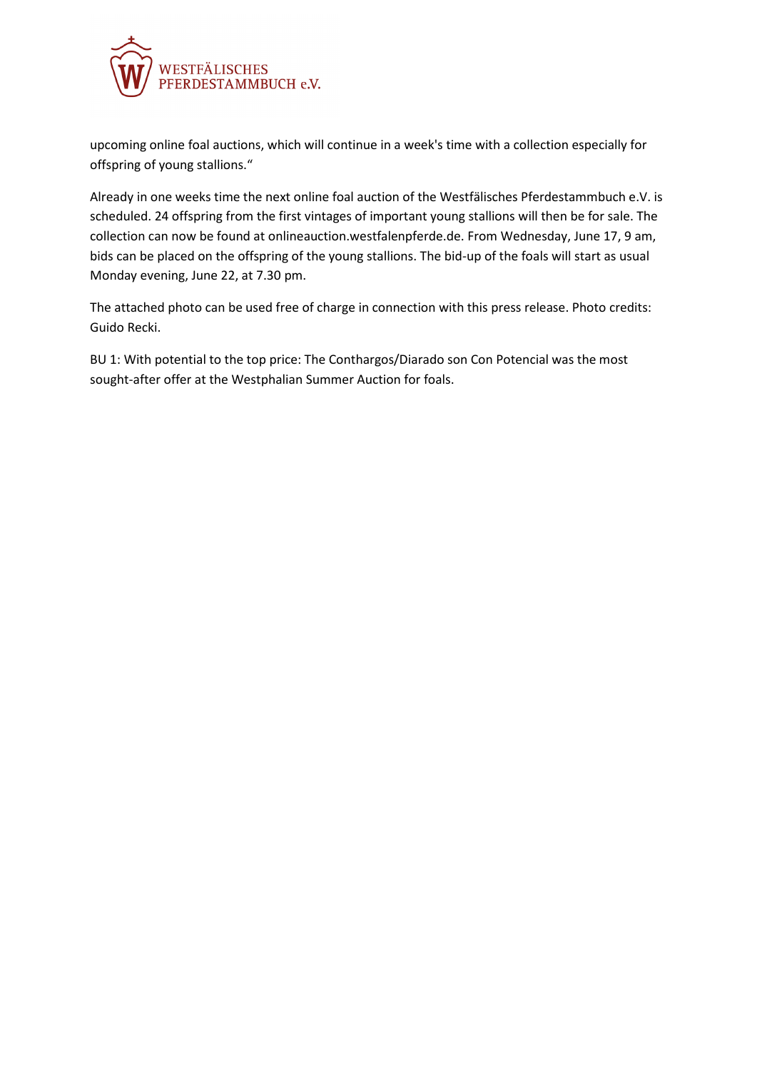upcoming online foal auctions, which will continue in a week's time with a collection especially for offspring of young stallions."

Already in one weeks time the next online foal auction of the Westfälisches Pferdestammbuch e.V. is scheduled. 24 offspring from the first vintages of important young stallions will then be for sale. The collection can now be found at onlineauction.westfalenpferde.de. From Wednesday, June 17, 9 am, bids can be placed on the offspring of the young stallions. The bid-up of the foals will start as usual Monday evening, June 22, at 7.30 pm.

The attached photo can be used free of charge in connection with this press release. Photo credits: Guido Recki.

BU 1: With potential to the top price: The Conthargos/Diarado son Con Potencial was the most sought-after offer at the Westphalian Summer Auction for foals.